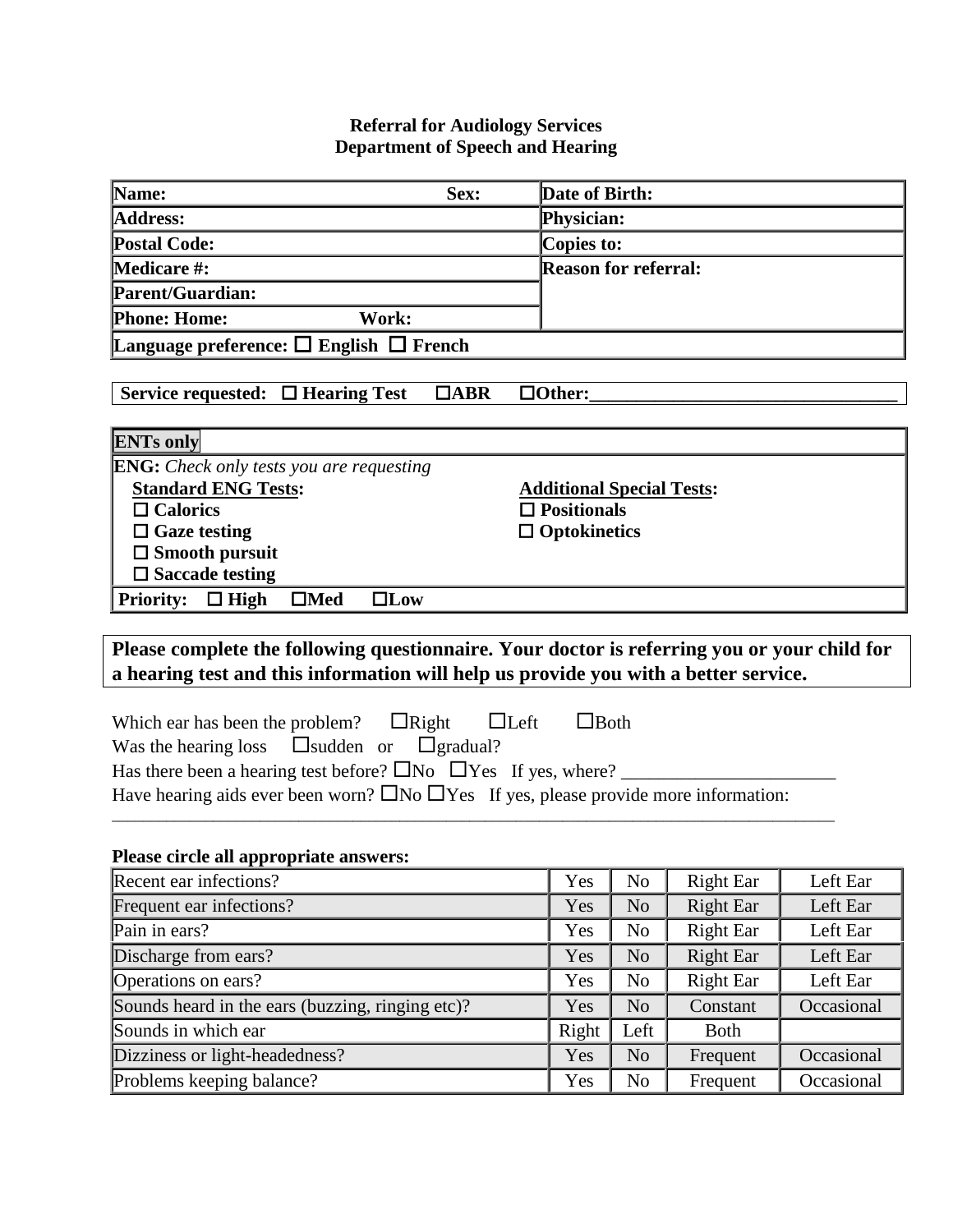**Referral for Audiology Services**
**Department of Speech and Hearing**

| | |
|---|---|
| **Name:** **Sex:** | **Date of Birth:** |
| **Address:** | **Physician:** |
| **Postal Code:** | **Copies to:** |
| **Medicare #:** | **Reason for referral:** |
| **Parent/Guardian:** | |
| **Phone: Home:** **Work:** | |
| **Language preference:** ☐ **English** ☐ **French** | |

**Service requested:** ☐ **Hearing Test** ☐**ABR** ☐**Other:**________________________________

**ENTs only**

**ENG:** *Check only tests you are requesting*

**Standard ENG Tests:**

- ☐ **Calorics**
- ☐ **Gaze testing**
- ☐ **Smooth pursuit**
- ☐ **Saccade testing**

**Additional Special Tests:**

- ☐ **Positionals**
- ☐ **Optokinetics**

**Priority:** ☐ **High** ☐**Med** ☐**Low**

**Please complete the following questionnaire. Your doctor is referring you or your child for a hearing test and this information will help us provide you with a better service.**

Which ear has been the problem? ☐Right ☐Left ☐Both

Was the hearing loss ☐sudden or ☐gradual?

Has there been a hearing test before? ☐No ☐Yes If yes, where? ______________________

Have hearing aids ever been worn? ☐No ☐Yes If yes, please provide more information:
_____________________________________________________________________________

**Please circle all appropriate answers:**

| | | | | |
|---|---|---|---|---|
| Recent ear infections? | Yes | No | Right Ear | Left Ear |
| Frequent ear infections? | Yes | No | Right Ear | Left Ear |
| Pain in ears? | Yes | No | Right Ear | Left Ear |
| Discharge from ears? | Yes | No | Right Ear | Left Ear |
| Operations on ears? | Yes | No | Right Ear | Left Ear |
| Sounds heard in the ears (buzzing, ringing etc)? | Yes | No | Constant | Occasional |
| Sounds in which ear | Right | Left | Both | |
| Dizziness or light-headedness? | Yes | No | Frequent | Occasional |
| Problems keeping balance? | Yes | No | Frequent | Occasional |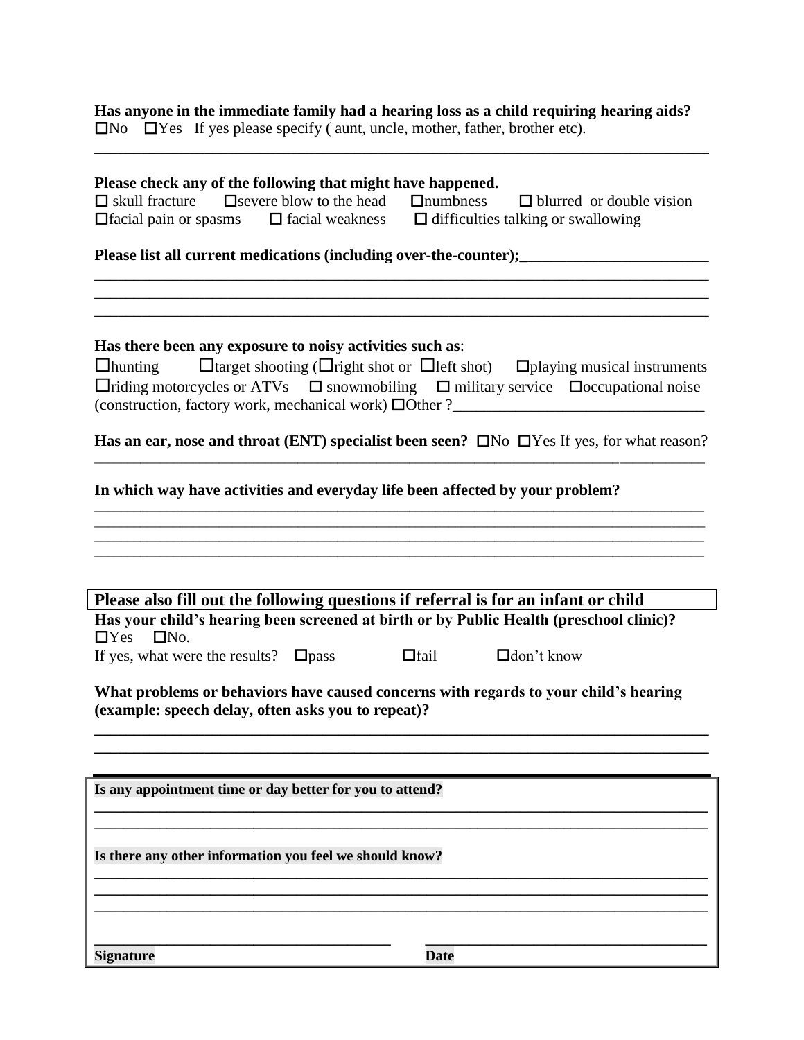**Has anyone in the immediate family had a hearing loss as a child requiring hearing aids?**
☐No ☐Yes If yes please specify ( aunt, uncle, mother, father, brother etc).

______________________________________________________________________________

**Please check any of the following that might have happened.**
☐ skull fracture ☐severe blow to the head ☐numbness ☐ blurred or double vision
☐facial pain or spasms ☐ facial weakness ☐ difficulties talking or swallowing

**Please list all current medications (including over-the-counter);**________________________

______________________________________________________________________________
______________________________________________________________________________
______________________________________________________________________________

**Has there been any exposure to noisy activities such as**:
☐hunting ☐target shooting (☐right shot or ☐left shot) ☐playing musical instruments
☐riding motorcycles or ATVs ☐ snowmobiling ☐ military service ☐occupational noise (construction, factory work, mechanical work) ☐Other ?_______________________________

**Has an ear, nose and throat (ENT) specialist been seen?** ☐No ☐Yes If yes, for what reason?

______________________________________________________________________________

**In which way have activities and everyday life been affected by your problem?**

______________________________________________________________________________
______________________________________________________________________________
______________________________________________________________________________
______________________________________________________________________________

**Please also fill out the following questions if referral is for an infant or child**

**Has your child's hearing been screened at birth or by Public Health (preschool clinic)?**
☐Yes ☐No.
If yes, what were the results? ☐pass ☐fail ☐don't know

**What problems or behaviors have caused concerns with regards to your child's hearing (example: speech delay, often asks you to repeat)?**

______________________________________________________________________________
______________________________________________________________________________

**Is any appointment time or day better for you to attend?**

______________________________________________________________________________
______________________________________________________________________________

**Is there any other information you feel we should know?**

______________________________________________________________________________
______________________________________________________________________________
______________________________________________________________________________

______________________________________ ______________________________________
**Signature** **Date**